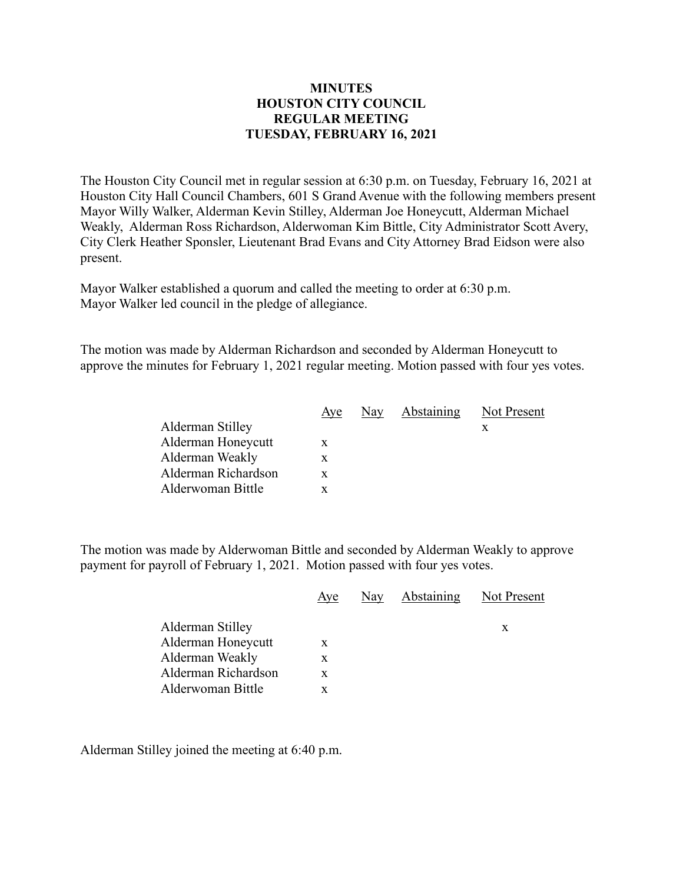# MINUTES
# HOUSTON CITY COUNCIL
# REGULAR MEETING
# TUESDAY, FEBRUARY 16, 2021

The Houston City Council met in regular session at 6:30 p.m. on Tuesday, February 16, 2021 at Houston City Hall Council Chambers, 601 S Grand Avenue with the following members present Mayor Willy Walker, Alderman Kevin Stilley, Alderman Joe Honeycutt, Alderman Michael Weakly, Alderman Ross Richardson, Alderwoman Kim Bittle, City Administrator Scott Avery, City Clerk Heather Sponsler, Lieutenant Brad Evans and City Attorney Brad Eidson were also present.

Mayor Walker established a quorum and called the meeting to order at 6:30 p.m.
Mayor Walker led council in the pledge of allegiance.

The motion was made by Alderman Richardson and seconded by Alderman Honeycutt to approve the minutes for February 1, 2021 regular meeting. Motion passed with four yes votes.

| | Aye | Nay | Abstaining | Not Present |
|---|---|---|---|---|
| Alderman Stilley | | | | x |
| Alderman Honeycutt | x | | | |
| Alderman Weakly | x | | | |
| Alderman Richardson | x | | | |
| Alderwoman Bittle | x | | | |

The motion was made by Alderwoman Bittle and seconded by Alderman Weakly to approve payment for payroll of February 1, 2021. Motion passed with four yes votes.

| | Aye | Nay | Abstaining | Not Present |
|---|---|---|---|---|
| Alderman Stilley | | | | x |
| Alderman Honeycutt | x | | | |
| Alderman Weakly | x | | | |
| Alderman Richardson | x | | | |
| Alderwoman Bittle | x | | | |

Alderman Stilley joined the meeting at 6:40 p.m.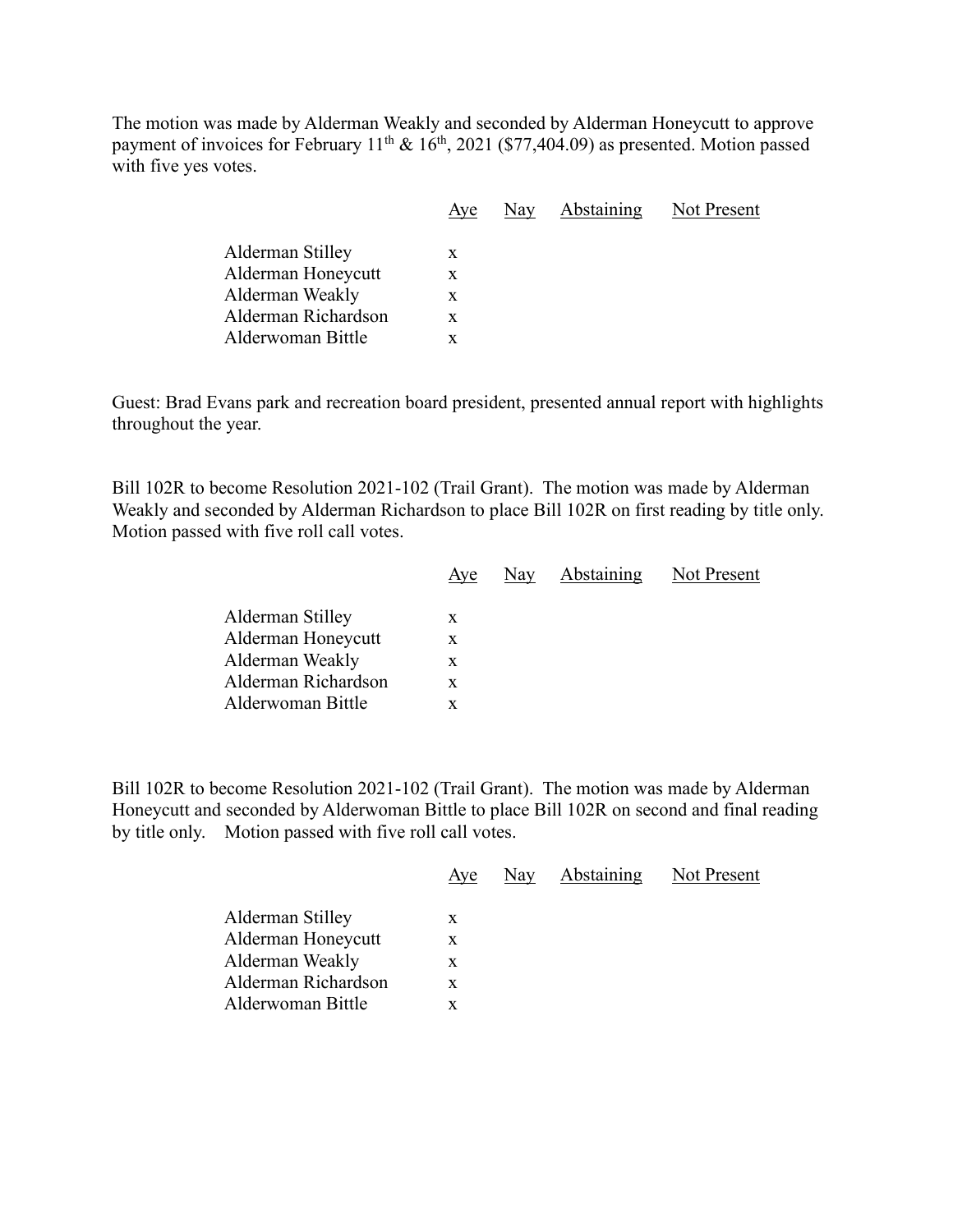The motion was made by Alderman Weakly and seconded by Alderman Honeycutt to approve payment of invoices for February 11th & 16th, 2021 ($77,404.09) as presented. Motion passed with five yes votes.

| | Aye | Nay | Abstaining | Not Present |
|---|---|---|---|---|
| Alderman Stilley | x | | | |
| Alderman Honeycutt | x | | | |
| Alderman Weakly | x | | | |
| Alderman Richardson | x | | | |
| Alderwoman Bittle | x | | | |

Guest: Brad Evans park and recreation board president, presented annual report with highlights throughout the year.

Bill 102R to become Resolution 2021-102 (Trail Grant). The motion was made by Alderman Weakly and seconded by Alderman Richardson to place Bill 102R on first reading by title only. Motion passed with five roll call votes.

| | Aye | Nay | Abstaining | Not Present |
|---|---|---|---|---|
| Alderman Stilley | x | | | |
| Alderman Honeycutt | x | | | |
| Alderman Weakly | x | | | |
| Alderman Richardson | x | | | |
| Alderwoman Bittle | x | | | |

Bill 102R to become Resolution 2021-102 (Trail Grant). The motion was made by Alderman Honeycutt and seconded by Alderwoman Bittle to place Bill 102R on second and final reading by title only. Motion passed with five roll call votes.

| | Aye | Nay | Abstaining | Not Present |
|---|---|---|---|---|
| Alderman Stilley | x | | | |
| Alderman Honeycutt | x | | | |
| Alderman Weakly | x | | | |
| Alderman Richardson | x | | | |
| Alderwoman Bittle | x | | | |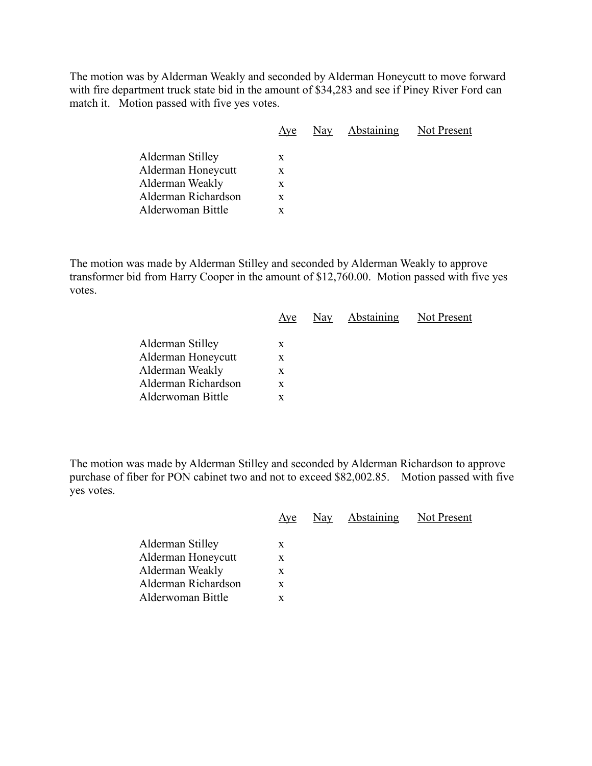The motion was by Alderman Weakly and seconded by Alderman Honeycutt to move forward with fire department truck state bid in the amount of $34,283 and see if Piney River Ford can match it. Motion passed with five yes votes.

| | Aye | Nay | Abstaining | Not Present |
|---|---|---|---|---|
| Alderman Stilley | x | | | |
| Alderman Honeycutt | x | | | |
| Alderman Weakly | x | | | |
| Alderman Richardson | x | | | |
| Alderwoman Bittle | x | | | |

The motion was made by Alderman Stilley and seconded by Alderman Weakly to approve transformer bid from Harry Cooper in the amount of $12,760.00. Motion passed with five yes votes.

| | Aye | Nay | Abstaining | Not Present |
|---|---|---|---|---|
| Alderman Stilley | x | | | |
| Alderman Honeycutt | x | | | |
| Alderman Weakly | x | | | |
| Alderman Richardson | x | | | |
| Alderwoman Bittle | x | | | |

The motion was made by Alderman Stilley and seconded by Alderman Richardson to approve purchase of fiber for PON cabinet two and not to exceed $82,002.85. Motion passed with five yes votes.

| | Aye | Nay | Abstaining | Not Present |
|---|---|---|---|---|
| Alderman Stilley | x | | | |
| Alderman Honeycutt | x | | | |
| Alderman Weakly | x | | | |
| Alderman Richardson | x | | | |
| Alderwoman Bittle | x | | | |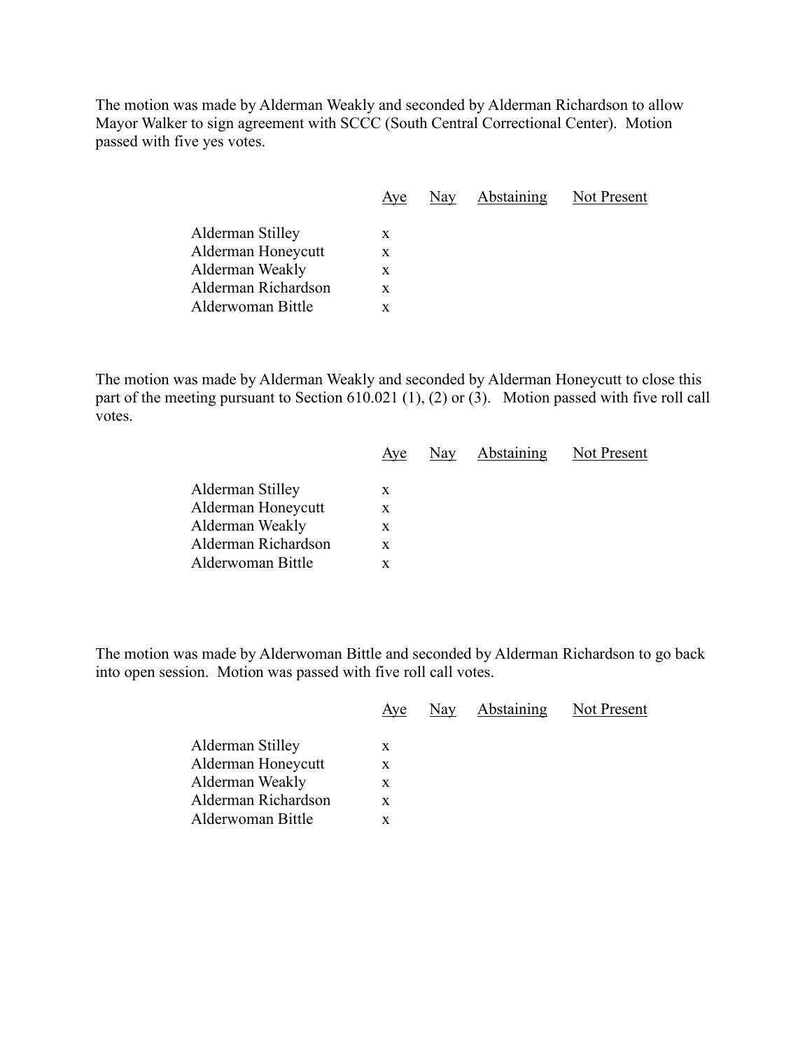The motion was made by Alderman Weakly and seconded by Alderman Richardson to allow Mayor Walker to sign agreement with SCCC (South Central Correctional Center). Motion passed with five yes votes.

| | Aye | Nay | Abstaining | Not Present |
|---|---|---|---|---|
| Alderman Stilley | x | | | |
| Alderman Honeycutt | x | | | |
| Alderman Weakly | x | | | |
| Alderman Richardson | x | | | |
| Alderwoman Bittle | x | | | |

The motion was made by Alderman Weakly and seconded by Alderman Honeycutt to close this part of the meeting pursuant to Section 610.021 (1), (2) or (3). Motion passed with five roll call votes.

| | Aye | Nay | Abstaining | Not Present |
|---|---|---|---|---|
| Alderman Stilley | x | | | |
| Alderman Honeycutt | x | | | |
| Alderman Weakly | x | | | |
| Alderman Richardson | x | | | |
| Alderwoman Bittle | x | | | |

The motion was made by Alderwoman Bittle and seconded by Alderman Richardson to go back into open session. Motion was passed with five roll call votes.

| | Aye | Nay | Abstaining | Not Present |
|---|---|---|---|---|
| Alderman Stilley | x | | | |
| Alderman Honeycutt | x | | | |
| Alderman Weakly | x | | | |
| Alderman Richardson | x | | | |
| Alderwoman Bittle | x | | | |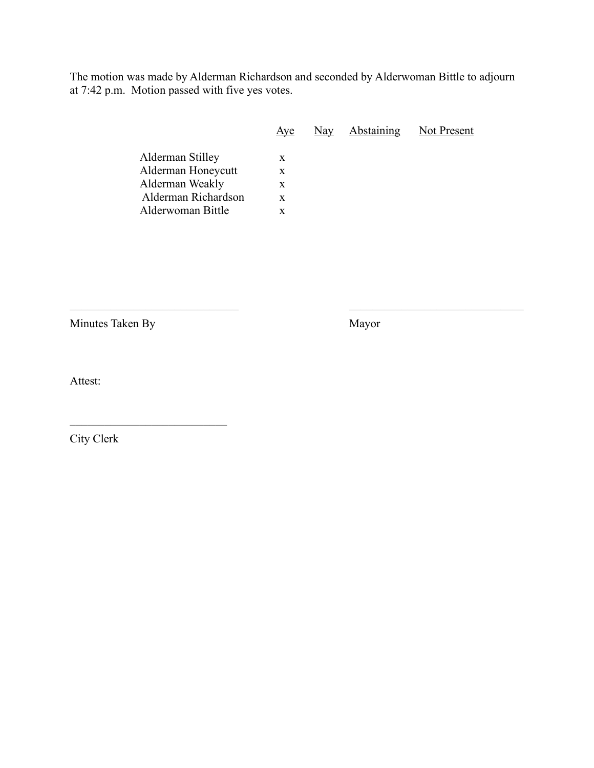The motion was made by Alderman Richardson and seconded by Alderwoman Bittle to adjourn at 7:42 p.m. Motion passed with five yes votes.

| | Aye | Nay | Abstaining | Not Present |
|---|---|---|---|---|
| Alderman Stilley | x | | | |
| Alderman Honeycutt | x | | | |
| Alderman Weakly | x | | | |
| Alderman Richardson | x | | | |
| Alderwoman Bittle | x | | | |

\_\_\_\_\_\_\_\_\_\_\_\_\_\_\_\_\_\_\_\_\_\_\_\_\_\_\_\_\_\_

Minutes Taken By

\_\_\_\_\_\_\_\_\_\_\_\_\_\_\_\_\_\_\_\_\_\_\_\_\_\_\_\_\_\_

Mayor

Attest:

\_\_\_\_\_\_\_\_\_\_\_\_\_\_\_\_\_\_\_\_\_\_\_\_\_\_\_\_

City Clerk